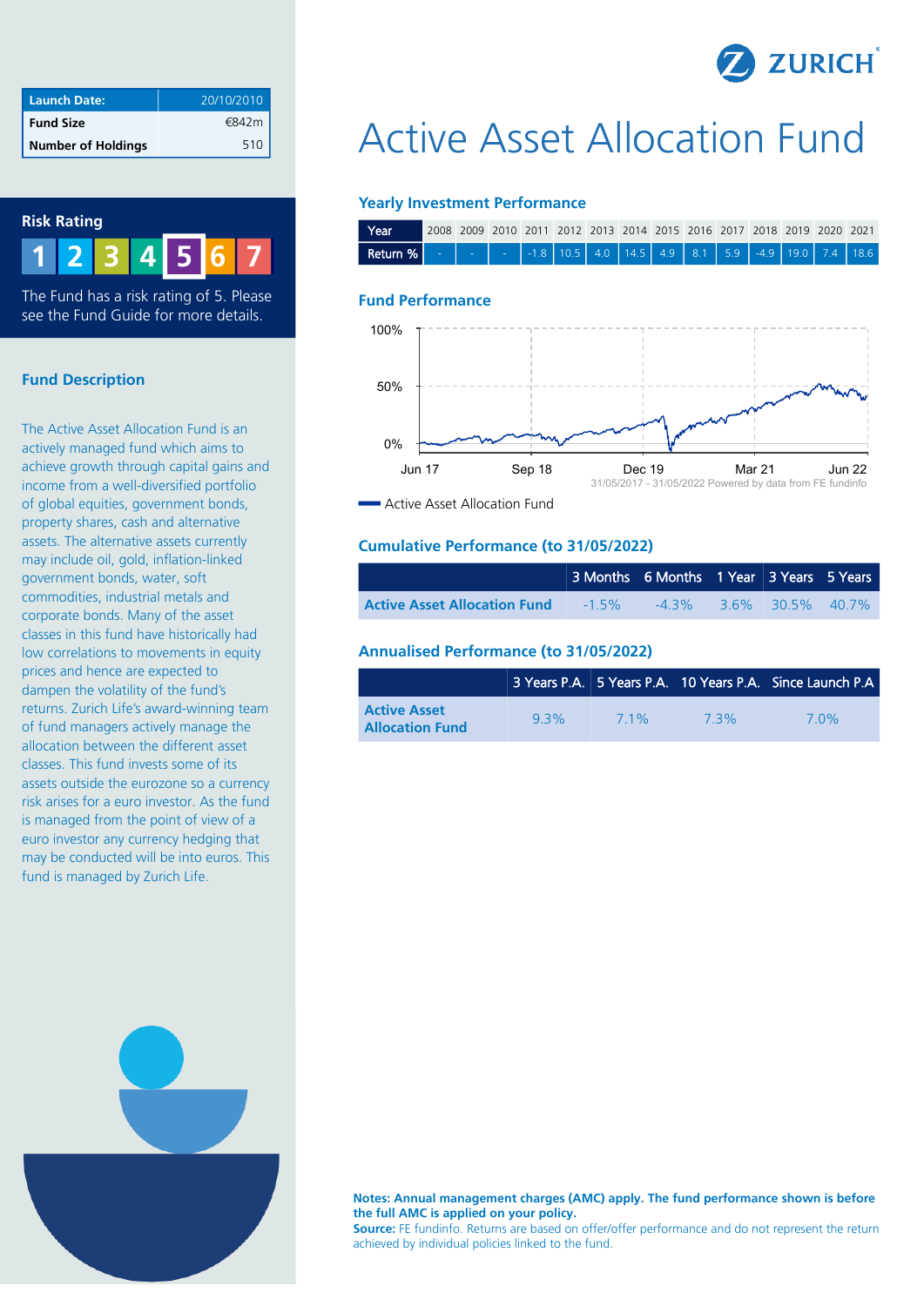ZURICH

# Active Asset Allocation Fund

| Launch Date: | 20/10/2010 |
| --- | --- |
| Fund Size | €842m |
| Number of Holdings | 510 |

## Risk Rating

1 2 3 4 **5** 6 7

The Fund has a risk rating of 5. Please see the Fund Guide for more details.

## Fund Description

The Active Asset Allocation Fund is an actively managed fund which aims to achieve growth through capital gains and income from a well-diversified portfolio of global equities, government bonds, property shares, cash and alternative assets. The alternative assets currently may include oil, gold, inflation-linked government bonds, water, soft commodities, industrial metals and corporate bonds. Many of the asset classes in this fund have historically had low correlations to movements in equity prices and hence are expected to dampen the volatility of the fund's returns. Zurich Life's award-winning team of fund managers actively manage the allocation between the different asset classes. This fund invests some of its assets outside the eurozone so a currency risk arises for a euro investor. As the fund is managed from the point of view of a euro investor any currency hedging that may be conducted will be into euros. This fund is managed by Zurich Life.

## Yearly Investment Performance

| Year | 2008 | 2009 | 2010 | 2011 | 2012 | 2013 | 2014 | 2015 | 2016 | 2017 | 2018 | 2019 | 2020 | 2021 |
| --- | --- | --- | --- | --- | --- | --- | --- | --- | --- | --- | --- | --- | --- | --- |
| Return % | - | - | - | -1.8 | 10.5 | 4.0 | 14.5 | 4.9 | 8.1 | 5.9 | -4.9 | 19.0 | 7.4 | 18.6 |

## Fund Performance

31/05/2017 - 31/05/2022 Powered by data from FE fundinfo

Active Asset Allocation Fund

## Cumulative Performance (to 31/05/2022)

| | 3 Months | 6 Months | 1 Year | 3 Years | 5 Years |
| --- | --- | --- | --- | --- | --- |
| Active Asset Allocation Fund | -1.5% | -4.3% | 3.6% | 30.5% | 40.7% |

## Annualised Performance (to 31/05/2022)

| | 3 Years P.A. | 5 Years P.A. | 10 Years P.A. | Since Launch P.A |
| --- | --- | --- | --- | --- |
| Active Asset Allocation Fund | 9.3% | 7.1% | 7.3% | 7.0% |

**Notes: Annual management charges (AMC) apply. The fund performance shown is before the full AMC is applied on your policy.**
**Source:** FE fundinfo. Returns are based on offer/offer performance and do not represent the return achieved by individual policies linked to the fund.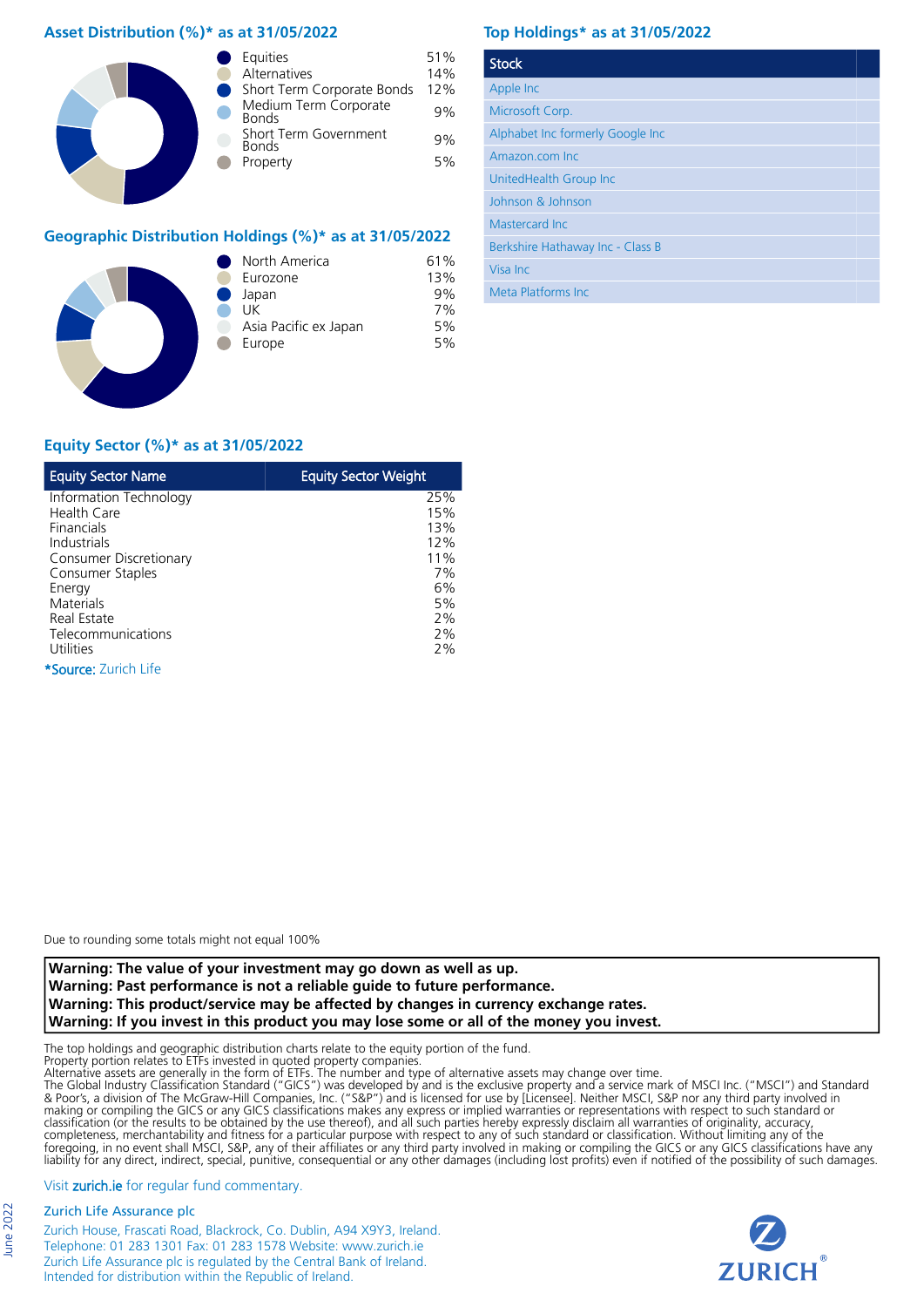## Asset Distribution (%)* as at 31/05/2022

Equities 51%
Alternatives 14%
Short Term Corporate Bonds 12%
Medium Term Corporate Bonds 9%
Short Term Government Bonds 9%
Property 5%

## Geographic Distribution Holdings (%)* as at 31/05/2022

North America 61%
Eurozone 13%
Japan 9%
UK 7%
Asia Pacific ex Japan 5%
Europe 5%

## Equity Sector (%)* as at 31/05/2022

| Equity Sector Name | Equity Sector Weight |
|---|---|
| Information Technology | 25% |
| Health Care | 15% |
| Financials | 13% |
| Industrials | 12% |
| Consumer Discretionary | 11% |
| Consumer Staples | 7% |
| Energy | 6% |
| Materials | 5% |
| Real Estate | 2% |
| Telecommunications | 2% |
| Utilities | 2% |

*Source: Zurich Life

## Top Holdings* as at 31/05/2022

| Stock |
|---|
| Apple Inc |
| Microsoft Corp. |
| Alphabet Inc formerly Google Inc |
| Amazon.com Inc |
| UnitedHealth Group Inc |
| Johnson & Johnson |
| Mastercard Inc |
| Berkshire Hathaway Inc - Class B |
| Visa Inc |
| Meta Platforms Inc |

Due to rounding some totals might not equal 100%

**Warning: The value of your investment may go down as well as up.**
**Warning: Past performance is not a reliable guide to future performance.**
**Warning: This product/service may be affected by changes in currency exchange rates.**
**Warning: If you invest in this product you may lose some or all of the money you invest.**

The top holdings and geographic distribution charts relate to the equity portion of the fund.
Property portion relates to ETFs invested in quoted property companies.
Alternative assets are generally in the form of ETFs. The number and type of alternative assets may change over time.
The Global Industry Classification Standard ("GICS") was developed by and is the exclusive property and a service mark of MSCI Inc. ("MSCI") and Standard & Poor's, a division of The McGraw-Hill Companies, Inc. ("S&P") and is licensed for use by [Licensee]. Neither MSCI, S&P nor any third party involved in making or compiling the GICS or any GICS classifications makes any express or implied warranties or representations with respect to such standard or classification (or the results to be obtained by the use thereof), and all such parties hereby expressly disclaim all warranties of originality, accuracy, completeness, merchantability and fitness for a particular purpose with respect to any of such standard or classification. Without limiting any of the foregoing, in no event shall MSCI, S&P, any of their affiliates or any third party involved in making or compiling the GICS or any GICS classifications have any liability for any direct, indirect, special, punitive, consequential or any other damages (including lost profits) even if notified of the possibility of such damages.

Visit zurich.ie for regular fund commentary.

**Zurich Life Assurance plc**

Zurich House, Frascati Road, Blackrock, Co. Dublin, A94 X9Y3, Ireland.
Telephone: 01 283 1301 Fax: 01 283 1578 Website: www.zurich.ie
Zurich Life Assurance plc is regulated by the Central Bank of Ireland.
Intended for distribution within the Republic of Ireland.

June 2022

ZURICH